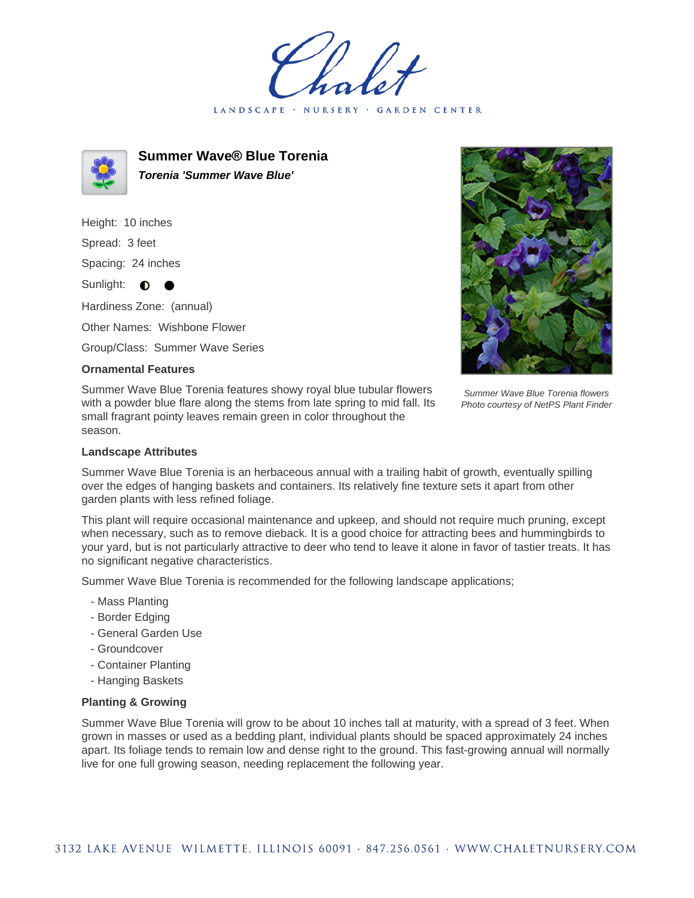# Summer Wave® Blue Torenia

***Torenia 'Summer Wave Blue'***

Height: 10 inches

Spread: 3 feet

Spacing: 24 inches

Sunlight: ◐ ●

Hardiness Zone: (annual)

Other Names: Wishbone Flower

Group/Class: Summer Wave Series

*Summer Wave Blue Torenia flowers*
*Photo courtesy of NetPS Plant Finder*

### Ornamental Features

Summer Wave Blue Torenia features showy royal blue tubular flowers with a powder blue flare along the stems from late spring to mid fall. Its small fragrant pointy leaves remain green in color throughout the season.

### Landscape Attributes

Summer Wave Blue Torenia is an herbaceous annual with a trailing habit of growth, eventually spilling over the edges of hanging baskets and containers. Its relatively fine texture sets it apart from other garden plants with less refined foliage.

This plant will require occasional maintenance and upkeep, and should not require much pruning, except when necessary, such as to remove dieback. It is a good choice for attracting bees and hummingbirds to your yard, but is not particularly attractive to deer who tend to leave it alone in favor of tastier treats. It has no significant negative characteristics.

Summer Wave Blue Torenia is recommended for the following landscape applications;

- Mass Planting
- Border Edging
- General Garden Use
- Groundcover
- Container Planting
- Hanging Baskets

### Planting & Growing

Summer Wave Blue Torenia will grow to be about 10 inches tall at maturity, with a spread of 3 feet. When grown in masses or used as a bedding plant, individual plants should be spaced approximately 24 inches apart. Its foliage tends to remain low and dense right to the ground. This fast-growing annual will normally live for one full growing season, needing replacement the following year.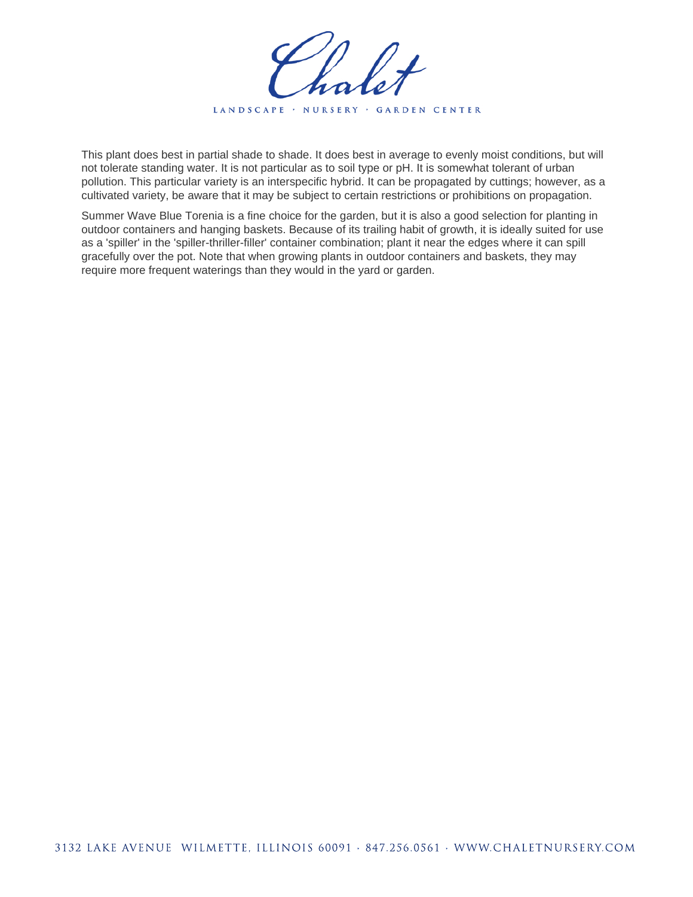This plant does best in partial shade to shade. It does best in average to evenly moist conditions, but will not tolerate standing water. It is not particular as to soil type or pH. It is somewhat tolerant of urban pollution. This particular variety is an interspecific hybrid. It can be propagated by cuttings; however, as a cultivated variety, be aware that it may be subject to certain restrictions or prohibitions on propagation.

Summer Wave Blue Torenia is a fine choice for the garden, but it is also a good selection for planting in outdoor containers and hanging baskets. Because of its trailing habit of growth, it is ideally suited for use as a 'spiller' in the 'spiller-thriller-filler' container combination; plant it near the edges where it can spill gracefully over the pot. Note that when growing plants in outdoor containers and baskets, they may require more frequent waterings than they would in the yard or garden.